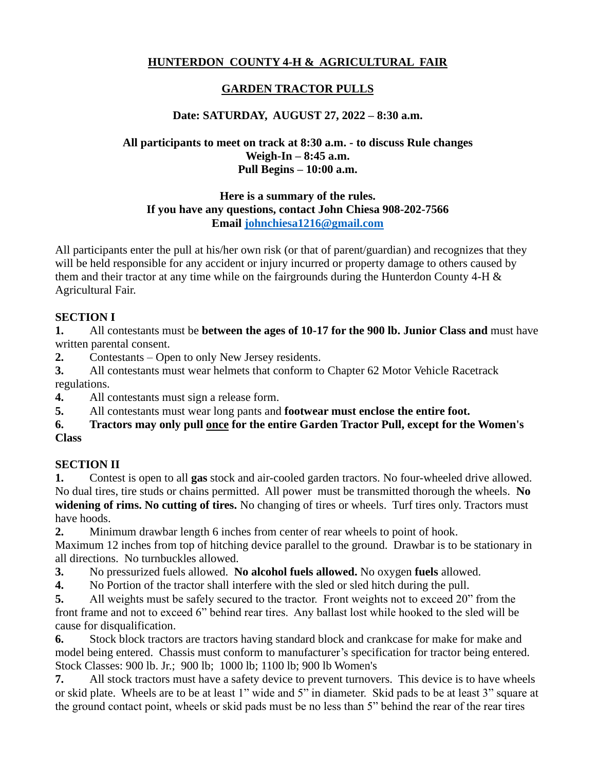# HUNTERDON COUNTY 4-H & AGRICULTURAL FAIR

## GARDEN TRACTOR PULLS

**Date: SATURDAY, AUGUST 27, 2022 – 8:30 a.m.**

**All participants to meet on track at 8:30 a.m. - to discuss Rule changes**
**Weigh-In – 8:45 a.m.**
**Pull Begins – 10:00 a.m.**

**Here is a summary of the rules.**
**If you have any questions, contact John Chiesa 908-202-7566**
**Email johnchiesa1216@gmail.com**

All participants enter the pull at his/her own risk (or that of parent/guardian) and recognizes that they will be held responsible for any accident or injury incurred or property damage to others caused by them and their tractor at any time while on the fairgrounds during the Hunterdon County 4-H & Agricultural Fair.

### SECTION I

**1.** All contestants must be **between the ages of 10-17 for the 900 lb. Junior Class and** must have written parental consent.

**2.** Contestants – Open to only New Jersey residents.

**3.** All contestants must wear helmets that conform to Chapter 62 Motor Vehicle Racetrack regulations.

**4.** All contestants must sign a release form.

**5.** All contestants must wear long pants and **footwear must enclose the entire foot.**

**6. Tractors may only pull once for the entire Garden Tractor Pull, except for the Women's Class**

### SECTION II

**1.** Contest is open to all **gas** stock and air-cooled garden tractors. No four-wheeled drive allowed. No dual tires, tire studs or chains permitted. All power must be transmitted thorough the wheels. **No widening of rims. No cutting of tires.** No changing of tires or wheels. Turf tires only. Tractors must have hoods.

**2.** Minimum drawbar length 6 inches from center of rear wheels to point of hook. Maximum 12 inches from top of hitching device parallel to the ground. Drawbar is to be stationary in all directions. No turnbuckles allowed.

**3.** No pressurized fuels allowed. **No alcohol fuels allowed.** No oxygen **fuels** allowed.

**4.** No Portion of the tractor shall interfere with the sled or sled hitch during the pull.

**5.** All weights must be safely secured to the tractor. Front weights not to exceed 20" from the front frame and not to exceed 6" behind rear tires. Any ballast lost while hooked to the sled will be cause for disqualification.

**6.** Stock block tractors are tractors having standard block and crankcase for make for make and model being entered. Chassis must conform to manufacturer's specification for tractor being entered. Stock Classes: 900 lb. Jr.; 900 lb; 1000 lb; 1100 lb; 900 lb Women's

**7.** All stock tractors must have a safety device to prevent turnovers. This device is to have wheels or skid plate. Wheels are to be at least 1" wide and 5" in diameter. Skid pads to be at least 3" square at the ground contact point, wheels or skid pads must be no less than 5" behind the rear of the rear tires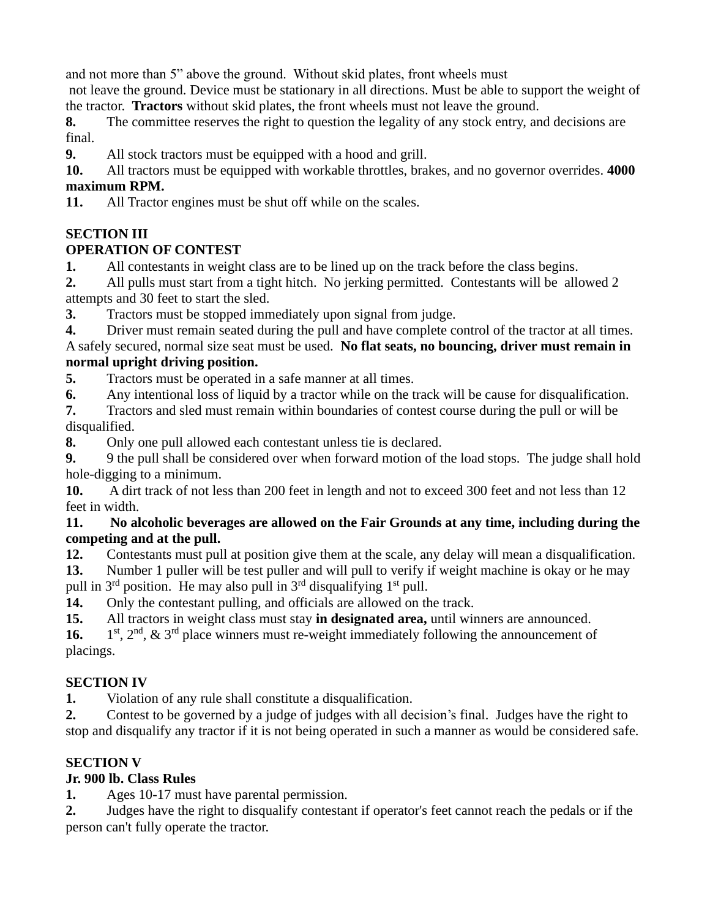and not more than 5" above the ground.  Without skid plates, front wheels must not leave the ground. Device must be stationary in all directions. Must be able to support the weight of the tractor.  **Tractors** without skid plates, the front wheels must not leave the ground.

**8.** The committee reserves the right to question the legality of any stock entry, and decisions are final.

**9.** All stock tractors must be equipped with a hood and grill.

**10.** All tractors must be equipped with workable throttles, brakes, and no governor overrides. **4000 maximum RPM.**

**11.** All Tractor engines must be shut off while on the scales.

## SECTION III
## OPERATION OF CONTEST

**1.** All contestants in weight class are to be lined up on the track before the class begins.

**2.** All pulls must start from a tight hitch.  No jerking permitted.  Contestants will be  allowed 2 attempts and 30 feet to start the sled.

**3.** Tractors must be stopped immediately upon signal from judge.

**4.** Driver must remain seated during the pull and have complete control of the tractor at all times. A safely secured, normal size seat must be used.  **No flat seats, no bouncing, driver must remain in normal upright driving position.**

**5.** Tractors must be operated in a safe manner at all times.

**6.** Any intentional loss of liquid by a tractor while on the track will be cause for disqualification.

**7.** Tractors and sled must remain within boundaries of contest course during the pull or will be disqualified.

**8.** Only one pull allowed each contestant unless tie is declared.

**9.** 9 the pull shall be considered over when forward motion of the load stops.  The judge shall hold hole-digging to a minimum.

**10.** A dirt track of not less than 200 feet in length and not to exceed 300 feet and not less than 12 feet in width.

**11. No alcoholic beverages are allowed on the Fair Grounds at any time, including during the competing and at the pull.**

**12.** Contestants must pull at position give them at the scale, any delay will mean a disqualification.

**13.** Number 1 puller will be test puller and will pull to verify if weight machine is okay or he may pull in 3rd position.  He may also pull in 3rd disqualifying 1st pull.

**14.** Only the contestant pulling, and officials are allowed on the track.

**15.** All tractors in weight class must stay **in designated area,** until winners are announced.

**16.** 1st, 2nd, & 3rd place winners must re-weight immediately following the announcement of placings.

## SECTION IV

**1.** Violation of any rule shall constitute a disqualification.

**2.** Contest to be governed by a judge of judges with all decision's final.  Judges have the right to stop and disqualify any tractor if it is not being operated in such a manner as would be considered safe.

## SECTION V
## Jr. 900 lb. Class Rules

**1.** Ages 10-17 must have parental permission.

**2.** Judges have the right to disqualify contestant if operator's feet cannot reach the pedals or if the person can't fully operate the tractor.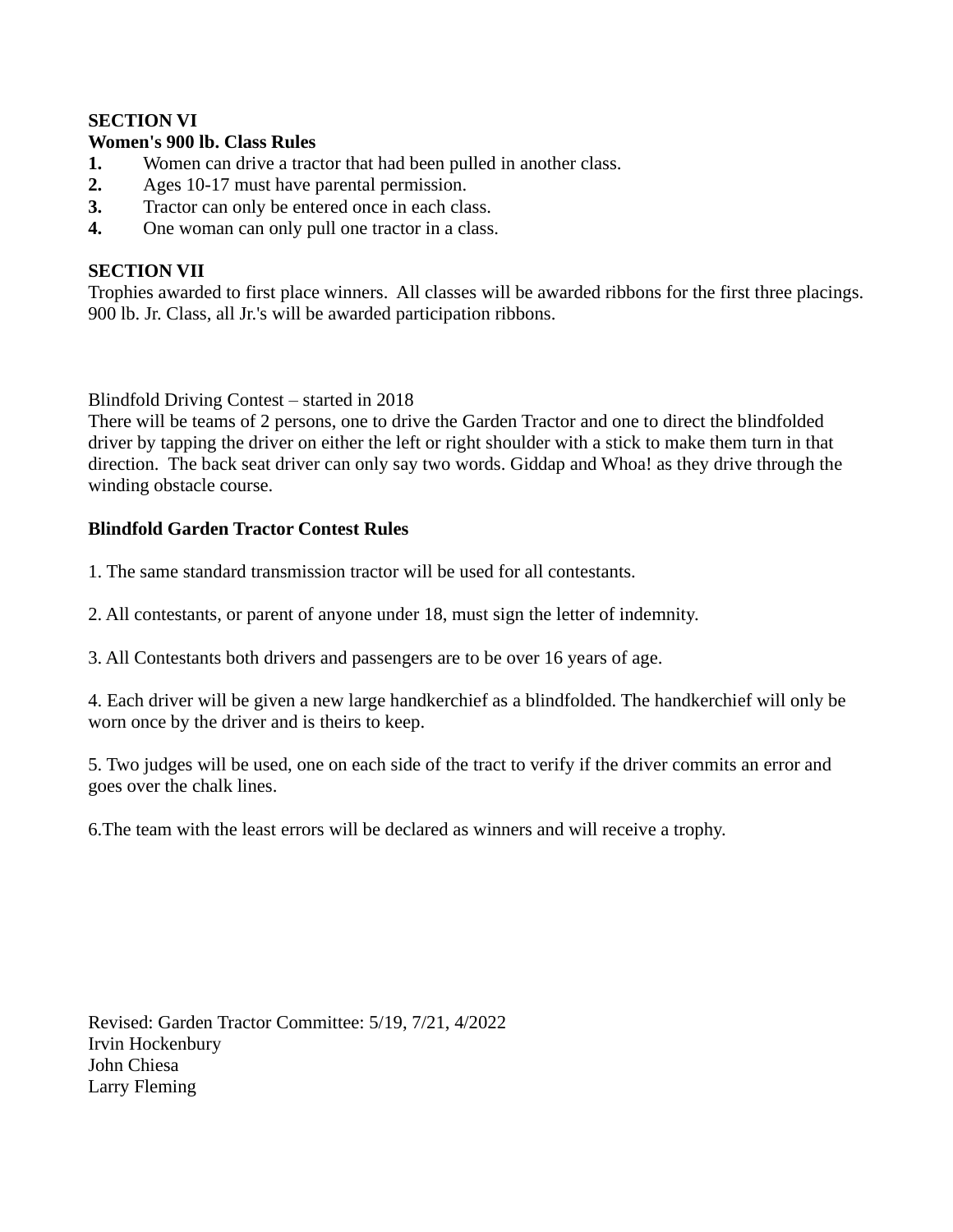**SECTION VI**
**Women's 900 lb. Class Rules**

1. Women can drive a tractor that had been pulled in another class.
2. Ages 10-17 must have parental permission.
3. Tractor can only be entered once in each class.
4. One woman can only pull one tractor in a class.

**SECTION VII**
Trophies awarded to first place winners. All classes will be awarded ribbons for the first three placings. 900 lb. Jr. Class, all Jr.'s will be awarded participation ribbons.

Blindfold Driving Contest – started in 2018
There will be teams of 2 persons, one to drive the Garden Tractor and one to direct the blindfolded driver by tapping the driver on either the left or right shoulder with a stick to make them turn in that direction. The back seat driver can only say two words. Giddap and Whoa! as they drive through the winding obstacle course.

**Blindfold Garden Tractor Contest Rules**

1. The same standard transmission tractor will be used for all contestants.

2. All contestants, or parent of anyone under 18, must sign the letter of indemnity.

3. All Contestants both drivers and passengers are to be over 16 years of age.

4. Each driver will be given a new large handkerchief as a blindfolded. The handkerchief will only be worn once by the driver and is theirs to keep.

5. Two judges will be used, one on each side of the tract to verify if the driver commits an error and goes over the chalk lines.

6.The team with the least errors will be declared as winners and will receive a trophy.

Revised: Garden Tractor Committee: 5/19, 7/21, 4/2022
Irvin Hockenbury
John Chiesa
Larry Fleming